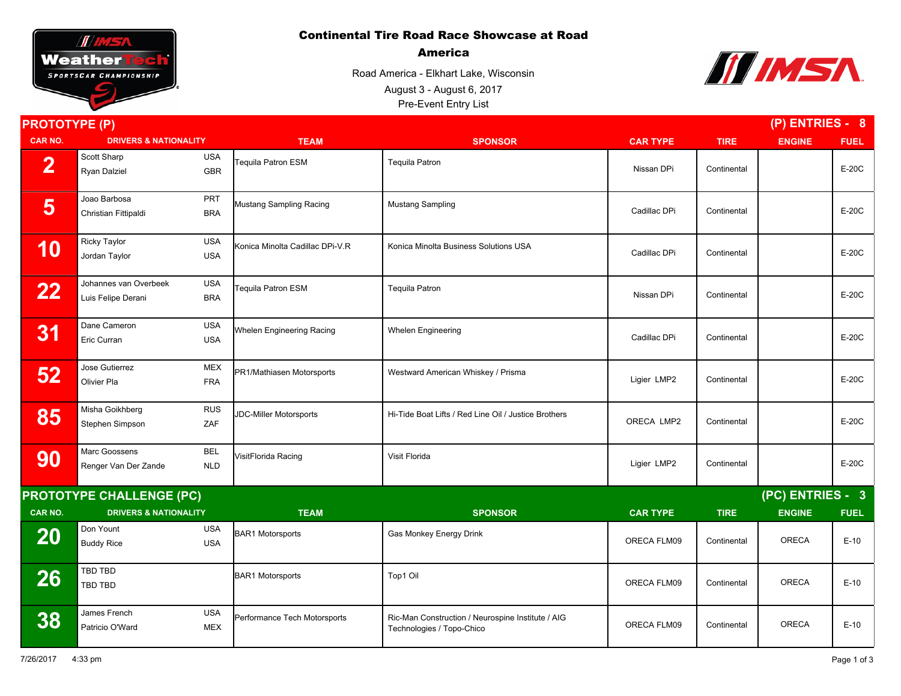# Continental Tire Road Race Showcase at Road America

Road America - Elkhart Lake, Wisconsin

August 3 - August 6, 2017

Pre-Event Entry List

## PROTOTYPE (P) — (P) ENTRIES - 8

| CAR NO. | DRIVERS & NATIONALITY | | TEAM | SPONSOR | CAR TYPE | TIRE | ENGINE | FUEL |
|---|---|---|---|---|---|---|---|---|
| 2 | Scott Sharp<br>Ryan Dalziel | USA<br>GBR | Tequila Patron ESM | Tequila Patron | Nissan DPi | Continental | | E-20C |
| 5 | Joao Barbosa<br>Christian Fittipaldi | PRT<br>BRA | Mustang Sampling Racing | Mustang Sampling | Cadillac DPi | Continental | | E-20C |
| 10 | Ricky Taylor<br>Jordan Taylor | USA<br>USA | Konica Minolta Cadillac DPi-V.R | Konica Minolta Business Solutions USA | Cadillac DPi | Continental | | E-20C |
| 22 | Johannes van Overbeek<br>Luis Felipe Derani | USA<br>BRA | Tequila Patron ESM | Tequila Patron | Nissan DPi | Continental | | E-20C |
| 31 | Dane Cameron<br>Eric Curran | USA<br>USA | Whelen Engineering Racing | Whelen Engineering | Cadillac DPi | Continental | | E-20C |
| 52 | Jose Gutierrez<br>Olivier Pla | MEX<br>FRA | PR1/Mathiasen Motorsports | Westward American Whiskey / Prisma | Ligier LMP2 | Continental | | E-20C |
| 85 | Misha Goikhberg<br>Stephen Simpson | RUS<br>ZAF | JDC-Miller Motorsports | Hi-Tide Boat Lifts / Red Line Oil / Justice Brothers | ORECA LMP2 | Continental | | E-20C |
| 90 | Marc Goossens<br>Renger Van Der Zande | BEL<br>NLD | VisitFlorida Racing | Visit Florida | Ligier LMP2 | Continental | | E-20C |

## PROTOTYPE CHALLENGE (PC) — (PC) ENTRIES - 3

| CAR NO. | DRIVERS & NATIONALITY | | TEAM | SPONSOR | CAR TYPE | TIRE | ENGINE | FUEL |
|---|---|---|---|---|---|---|---|---|
| 20 | Don Yount<br>Buddy Rice | USA<br>USA | BAR1 Motorsports | Gas Monkey Energy Drink | ORECA FLM09 | Continental | ORECA | E-10 |
| 26 | TBD TBD<br>TBD TBD | | BAR1 Motorsports | Top1 Oil | ORECA FLM09 | Continental | ORECA | E-10 |
| 38 | James French<br>Patricio O'Ward | USA<br>MEX | Performance Tech Motorsports | Ric-Man Construction / Neurospine Institute / AIG Technologies / Topo-Chico | ORECA FLM09 | Continental | ORECA | E-10 |

7/26/2017 4:33 pm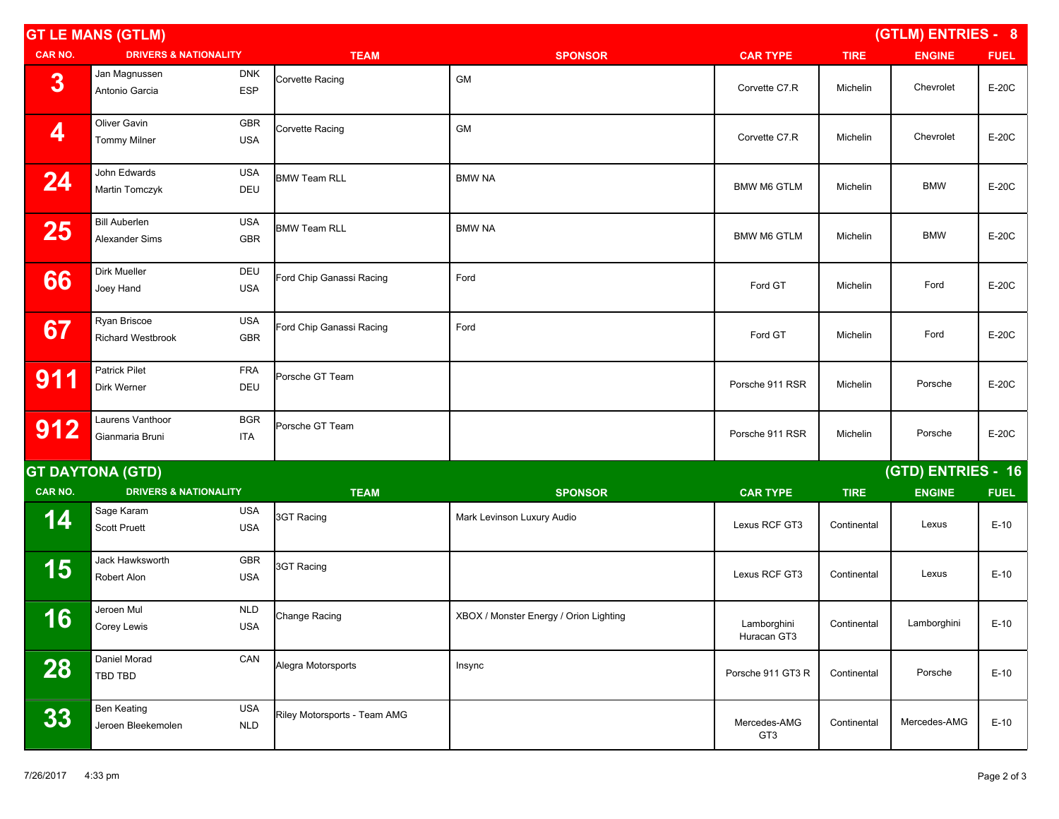## GT LE MANS (GTLM)

**(GTLM) ENTRIES - 8**

| CAR NO. | DRIVERS & NATIONALITY | | TEAM | SPONSOR | CAR TYPE | TIRE | ENGINE | FUEL |
|---|---|---|---|---|---|---|---|---|
| 3 | Jan Magnussen<br>Antonio Garcia | DNK<br>ESP | Corvette Racing | GM | Corvette C7.R | Michelin | Chevrolet | E-20C |
| 4 | Oliver Gavin<br>Tommy Milner | GBR<br>USA | Corvette Racing | GM | Corvette C7.R | Michelin | Chevrolet | E-20C |
| 24 | John Edwards<br>Martin Tomczyk | USA<br>DEU | BMW Team RLL | BMW NA | BMW M6 GTLM | Michelin | BMW | E-20C |
| 25 | Bill Auberlen<br>Alexander Sims | USA<br>GBR | BMW Team RLL | BMW NA | BMW M6 GTLM | Michelin | BMW | E-20C |
| 66 | Dirk Mueller<br>Joey Hand | DEU<br>USA | Ford Chip Ganassi Racing | Ford | Ford GT | Michelin | Ford | E-20C |
| 67 | Ryan Briscoe<br>Richard Westbrook | USA<br>GBR | Ford Chip Ganassi Racing | Ford | Ford GT | Michelin | Ford | E-20C |
| 911 | Patrick Pilet<br>Dirk Werner | FRA<br>DEU | Porsche GT Team | | Porsche 911 RSR | Michelin | Porsche | E-20C |
| 912 | Laurens Vanthoor<br>Gianmaria Bruni | BGR<br>ITA | Porsche GT Team | | Porsche 911 RSR | Michelin | Porsche | E-20C |

## GT DAYTONA (GTD)

**(GTD) ENTRIES - 16**

| CAR NO. | DRIVERS & NATIONALITY | | TEAM | SPONSOR | CAR TYPE | TIRE | ENGINE | FUEL |
|---|---|---|---|---|---|---|---|---|
| 14 | Sage Karam<br>Scott Pruett | USA<br>USA | 3GT Racing | Mark Levinson Luxury Audio | Lexus RCF GT3 | Continental | Lexus | E-10 |
| 15 | Jack Hawksworth<br>Robert Alon | GBR<br>USA | 3GT Racing | | Lexus RCF GT3 | Continental | Lexus | E-10 |
| 16 | Jeroen Mul<br>Corey Lewis | NLD<br>USA | Change Racing | XBOX / Monster Energy / Orion Lighting | Lamborghini Huracan GT3 | Continental | Lamborghini | E-10 |
| 28 | Daniel Morad<br>TBD TBD | CAN | Alegra Motorsports | Insync | Porsche 911 GT3 R | Continental | Porsche | E-10 |
| 33 | Ben Keating<br>Jeroen Bleekemolen | USA<br>NLD | Riley Motorsports - Team AMG | | Mercedes-AMG GT3 | Continental | Mercedes-AMG | E-10 |

7/26/2017 4:33 pm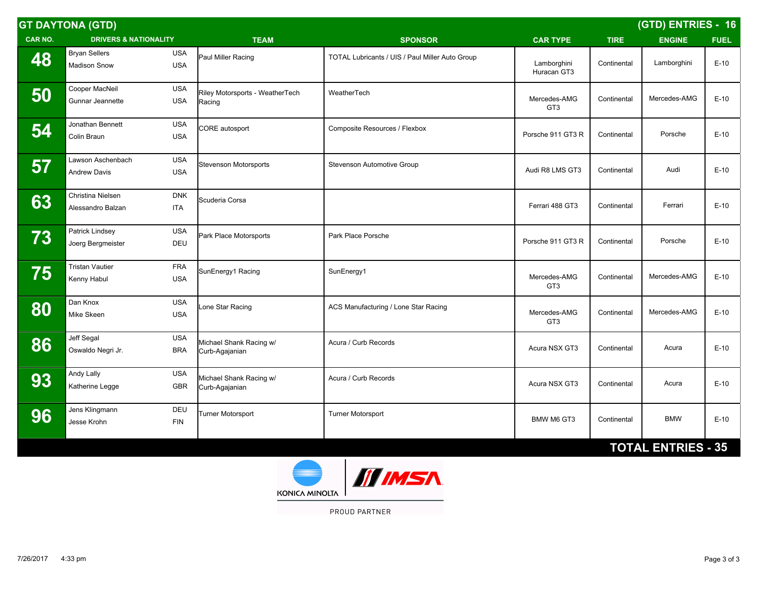## GT DAYTONA (GTD)

(GTD) ENTRIES - 16

| CAR NO. | DRIVERS & NATIONALITY | | TEAM | SPONSOR | CAR TYPE | TIRE | ENGINE | FUEL |
|---|---|---|---|---|---|---|---|---|
| 48 | Bryan Sellers<br>Madison Snow | USA<br>USA | Paul Miller Racing | TOTAL Lubricants / UIS / Paul Miller Auto Group | Lamborghini Huracan GT3 | Continental | Lamborghini | E-10 |
| 50 | Cooper MacNeil<br>Gunnar Jeannette | USA<br>USA | Riley Motorsports - WeatherTech Racing | WeatherTech | Mercedes-AMG GT3 | Continental | Mercedes-AMG | E-10 |
| 54 | Jonathan Bennett<br>Colin Braun | USA<br>USA | CORE autosport | Composite Resources / Flexbox | Porsche 911 GT3 R | Continental | Porsche | E-10 |
| 57 | Lawson Aschenbach<br>Andrew Davis | USA<br>USA | Stevenson Motorsports | Stevenson Automotive Group | Audi R8 LMS GT3 | Continental | Audi | E-10 |
| 63 | Christina Nielsen<br>Alessandro Balzan | DNK<br>ITA | Scuderia Corsa | | Ferrari 488 GT3 | Continental | Ferrari | E-10 |
| 73 | Patrick Lindsey<br>Joerg Bergmeister | USA<br>DEU | Park Place Motorsports | Park Place Porsche | Porsche 911 GT3 R | Continental | Porsche | E-10 |
| 75 | Tristan Vautier<br>Kenny Habul | FRA<br>USA | SunEnergy1 Racing | SunEnergy1 | Mercedes-AMG GT3 | Continental | Mercedes-AMG | E-10 |
| 80 | Dan Knox<br>Mike Skeen | USA<br>USA | Lone Star Racing | ACS Manufacturing / Lone Star Racing | Mercedes-AMG GT3 | Continental | Mercedes-AMG | E-10 |
| 86 | Jeff Segal<br>Oswaldo Negri Jr. | USA<br>BRA | Michael Shank Racing w/ Curb-Agajanian | Acura / Curb Records | Acura NSX GT3 | Continental | Acura | E-10 |
| 93 | Andy Lally<br>Katherine Legge | USA<br>GBR | Michael Shank Racing w/ Curb-Agajanian | Acura / Curb Records | Acura NSX GT3 | Continental | Acura | E-10 |
| 96 | Jens Klingmann<br>Jesse Krohn | DEU<br>FIN | Turner Motorsport | Turner Motorsport | BMW M6 GT3 | Continental | BMW | E-10 |

**TOTAL ENTRIES - 35**

KONICA MINOLTA | IMSA

PROUD PARTNER

7/26/2017 4:33 pm